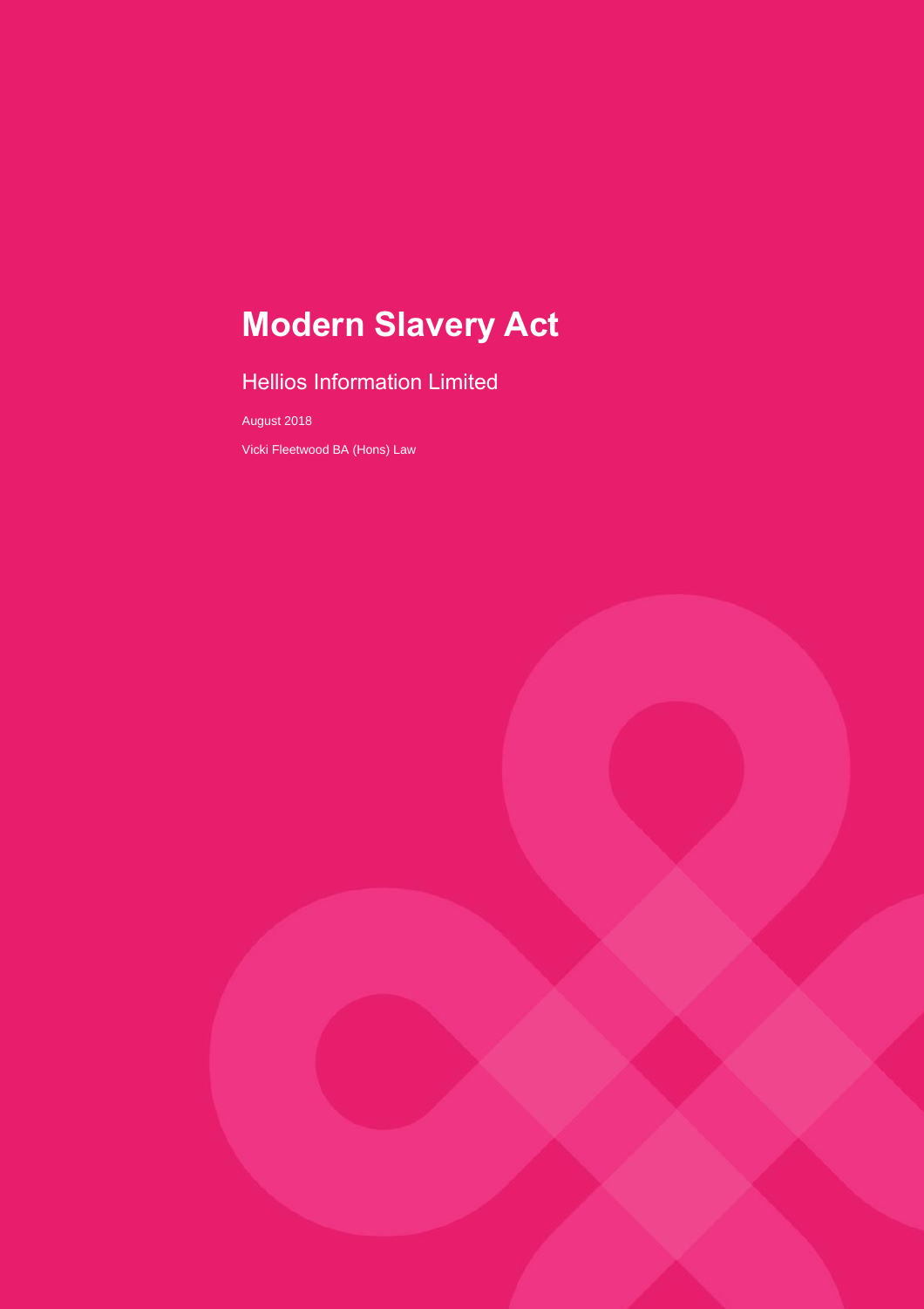# Modern Slavery Act

## Hellios Information Limited

August 2018

Vicki Fleetwood BA (Hons) Law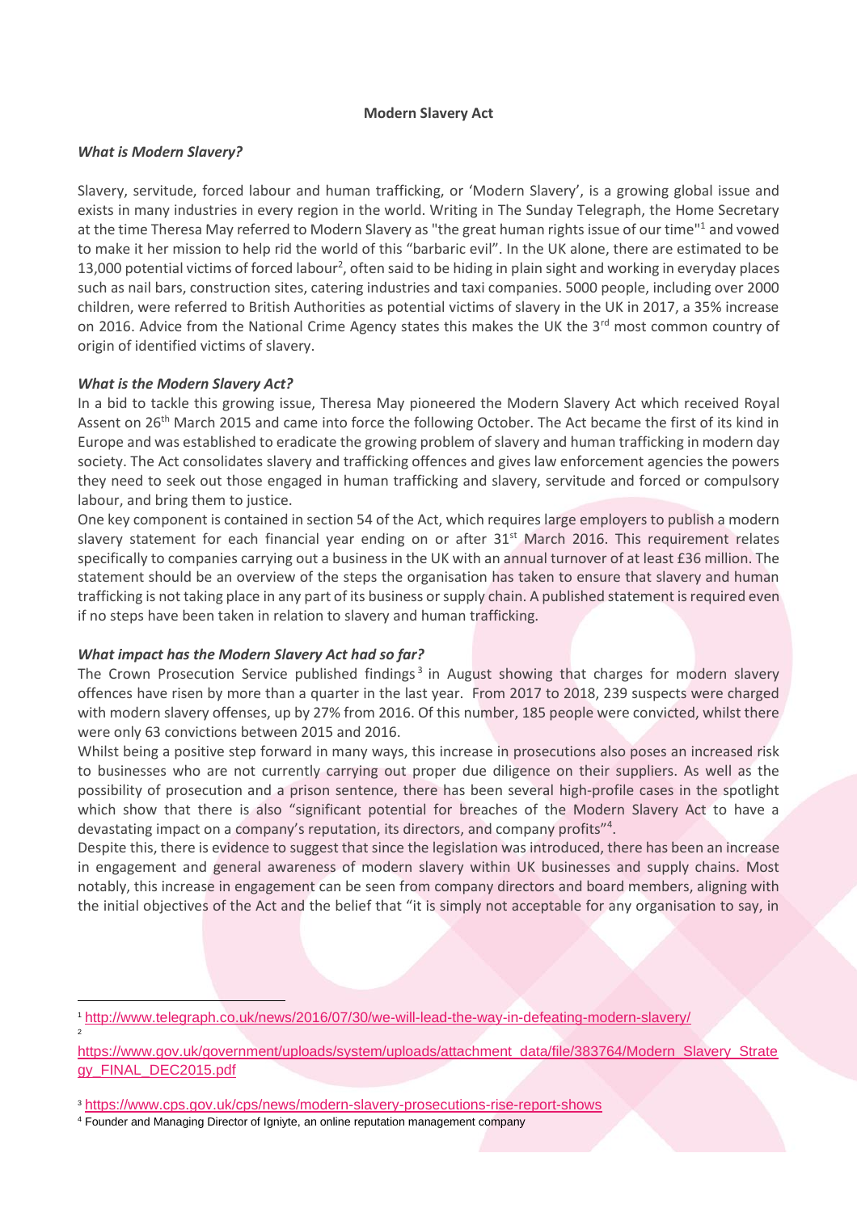**Modern Slavery Act**

***What is Modern Slavery?***

Slavery, servitude, forced labour and human trafficking, or 'Modern Slavery', is a growing global issue and exists in many industries in every region in the world. Writing in The Sunday Telegraph, the Home Secretary at the time Theresa May referred to Modern Slavery as "the great human rights issue of our time"[1] and vowed to make it her mission to help rid the world of this "barbaric evil". In the UK alone, there are estimated to be 13,000 potential victims of forced labour[2], often said to be hiding in plain sight and working in everyday places such as nail bars, construction sites, catering industries and taxi companies. 5000 people, including over 2000 children, were referred to British Authorities as potential victims of slavery in the UK in 2017, a 35% increase on 2016. Advice from the National Crime Agency states this makes the UK the 3rd most common country of origin of identified victims of slavery.

***What is the Modern Slavery Act?***

In a bid to tackle this growing issue, Theresa May pioneered the Modern Slavery Act which received Royal Assent on 26th March 2015 and came into force the following October. The Act became the first of its kind in Europe and was established to eradicate the growing problem of slavery and human trafficking in modern day society. The Act consolidates slavery and trafficking offences and gives law enforcement agencies the powers they need to seek out those engaged in human trafficking and slavery, servitude and forced or compulsory labour, and bring them to justice.

One key component is contained in section 54 of the Act, which requires large employers to publish a modern slavery statement for each financial year ending on or after 31st March 2016. This requirement relates specifically to companies carrying out a business in the UK with an annual turnover of at least £36 million. The statement should be an overview of the steps the organisation has taken to ensure that slavery and human trafficking is not taking place in any part of its business or supply chain. A published statement is required even if no steps have been taken in relation to slavery and human trafficking.

***What impact has the Modern Slavery Act had so far?***

The Crown Prosecution Service published findings[3] in August showing that charges for modern slavery offences have risen by more than a quarter in the last year. From 2017 to 2018, 239 suspects were charged with modern slavery offenses, up by 27% from 2016. Of this number, 185 people were convicted, whilst there were only 63 convictions between 2015 and 2016.

Whilst being a positive step forward in many ways, this increase in prosecutions also poses an increased risk to businesses who are not currently carrying out proper due diligence on their suppliers. As well as the possibility of prosecution and a prison sentence, there has been several high-profile cases in the spotlight which show that there is also "significant potential for breaches of the Modern Slavery Act to have a devastating impact on a company's reputation, its directors, and company profits"[4].

Despite this, there is evidence to suggest that since the legislation was introduced, there has been an increase in engagement and general awareness of modern slavery within UK businesses and supply chains. Most notably, this increase in engagement can be seen from company directors and board members, aligning with the initial objectives of the Act and the belief that "it is simply not acceptable for any organisation to say, in

---

[1] http://www.telegraph.co.uk/news/2016/07/30/we-will-lead-the-way-in-defeating-modern-slavery/

[2] https://www.gov.uk/government/uploads/system/uploads/attachment_data/file/383764/Modern_Slavery_Strategy_FINAL_DEC2015.pdf

[3] https://www.cps.gov.uk/cps/news/modern-slavery-prosecutions-rise-report-shows

[4] Founder and Managing Director of Igniyte, an online reputation management company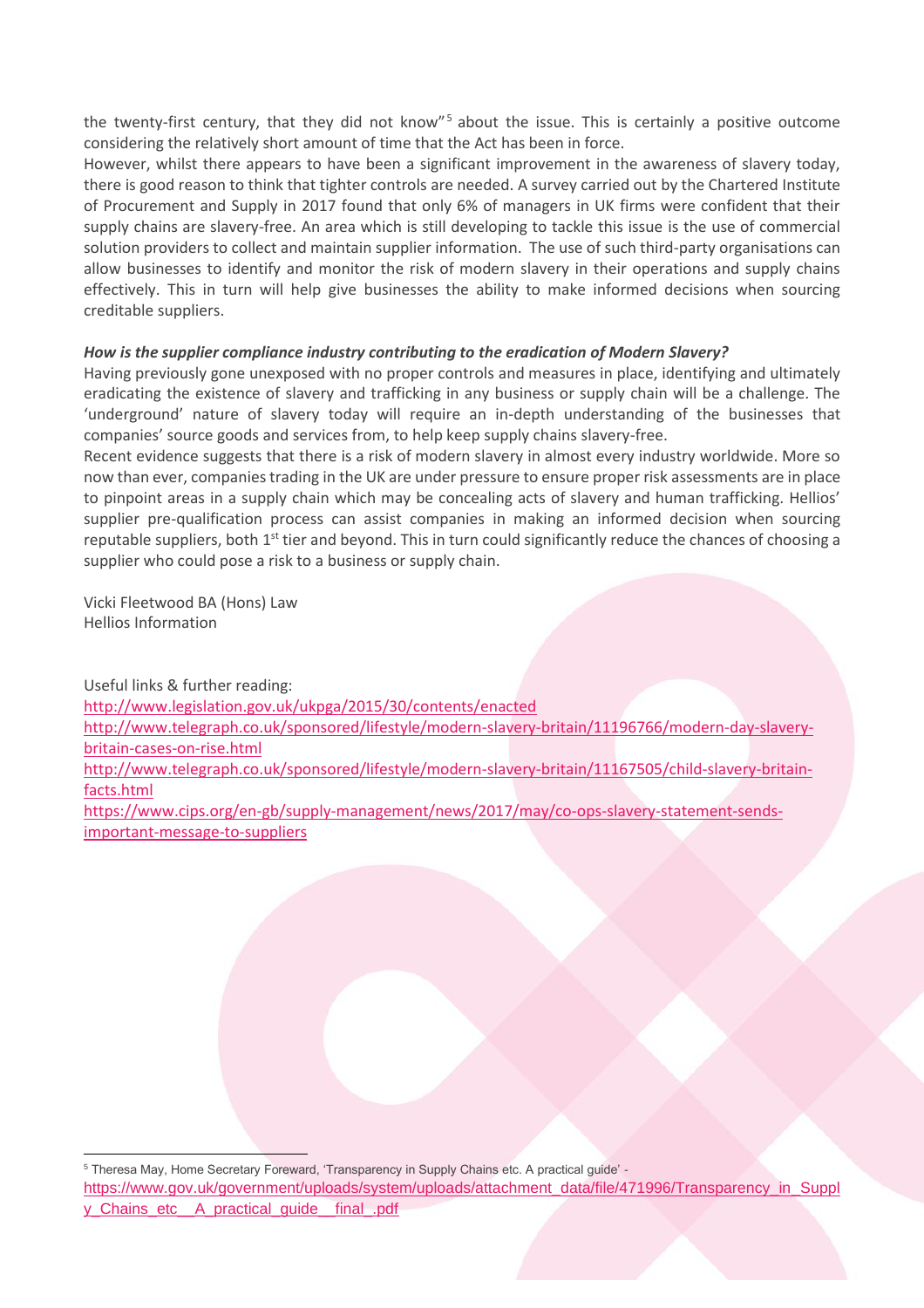the twenty-first century, that they did not know"[5] about the issue. This is certainly a positive outcome considering the relatively short amount of time that the Act has been in force.

However, whilst there appears to have been a significant improvement in the awareness of slavery today, there is good reason to think that tighter controls are needed. A survey carried out by the Chartered Institute of Procurement and Supply in 2017 found that only 6% of managers in UK firms were confident that their supply chains are slavery-free. An area which is still developing to tackle this issue is the use of commercial solution providers to collect and maintain supplier information. The use of such third-party organisations can allow businesses to identify and monitor the risk of modern slavery in their operations and supply chains effectively. This in turn will help give businesses the ability to make informed decisions when sourcing creditable suppliers.

***How is the supplier compliance industry contributing to the eradication of Modern Slavery?***

Having previously gone unexposed with no proper controls and measures in place, identifying and ultimately eradicating the existence of slavery and trafficking in any business or supply chain will be a challenge. The 'underground' nature of slavery today will require an in-depth understanding of the businesses that companies' source goods and services from, to help keep supply chains slavery-free.

Recent evidence suggests that there is a risk of modern slavery in almost every industry worldwide. More so now than ever, companies trading in the UK are under pressure to ensure proper risk assessments are in place to pinpoint areas in a supply chain which may be concealing acts of slavery and human trafficking. Hellios' supplier pre-qualification process can assist companies in making an informed decision when sourcing reputable suppliers, both 1st tier and beyond. This in turn could significantly reduce the chances of choosing a supplier who could pose a risk to a business or supply chain.

Vicki Fleetwood BA (Hons) Law
Hellios Information

Useful links & further reading:

http://www.legislation.gov.uk/ukpga/2015/30/contents/enacted

http://www.telegraph.co.uk/sponsored/lifestyle/modern-slavery-britain/11196766/modern-day-slavery-britain-cases-on-rise.html

http://www.telegraph.co.uk/sponsored/lifestyle/modern-slavery-britain/11167505/child-slavery-britain-facts.html

https://www.cips.org/en-gb/supply-management/news/2017/may/co-ops-slavery-statement-sends-important-message-to-suppliers

---

[5] Theresa May, Home Secretary Foreward, 'Transparency in Supply Chains etc. A practical guide' - https://www.gov.uk/government/uploads/system/uploads/attachment_data/file/471996/Transparency_in_Supply_Chains_etc__A_practical_guide__final_.pdf